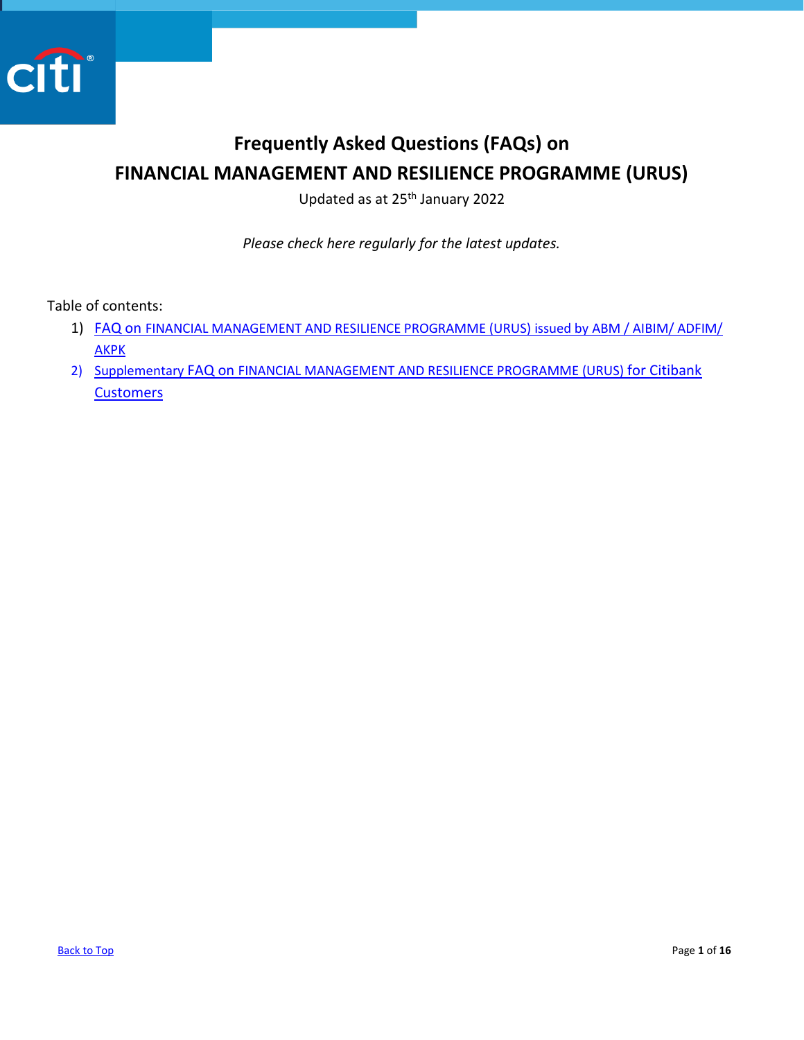# Frequently Asked Questions (FAQs) on FINANCIAL MANAGEMENT AND RESILIENCE PROGRAMME (URUS)

Updated as at 25th January 2022

*Please check here regularly for the latest updates.*

Table of contents:

1) FAQ on FINANCIAL MANAGEMENT AND RESILIENCE PROGRAMME (URUS) issued by ABM / AIBIM/ ADFIM/ AKPK
2) Supplementary FAQ on FINANCIAL MANAGEMENT AND RESILIENCE PROGRAMME (URUS) for Citibank Customers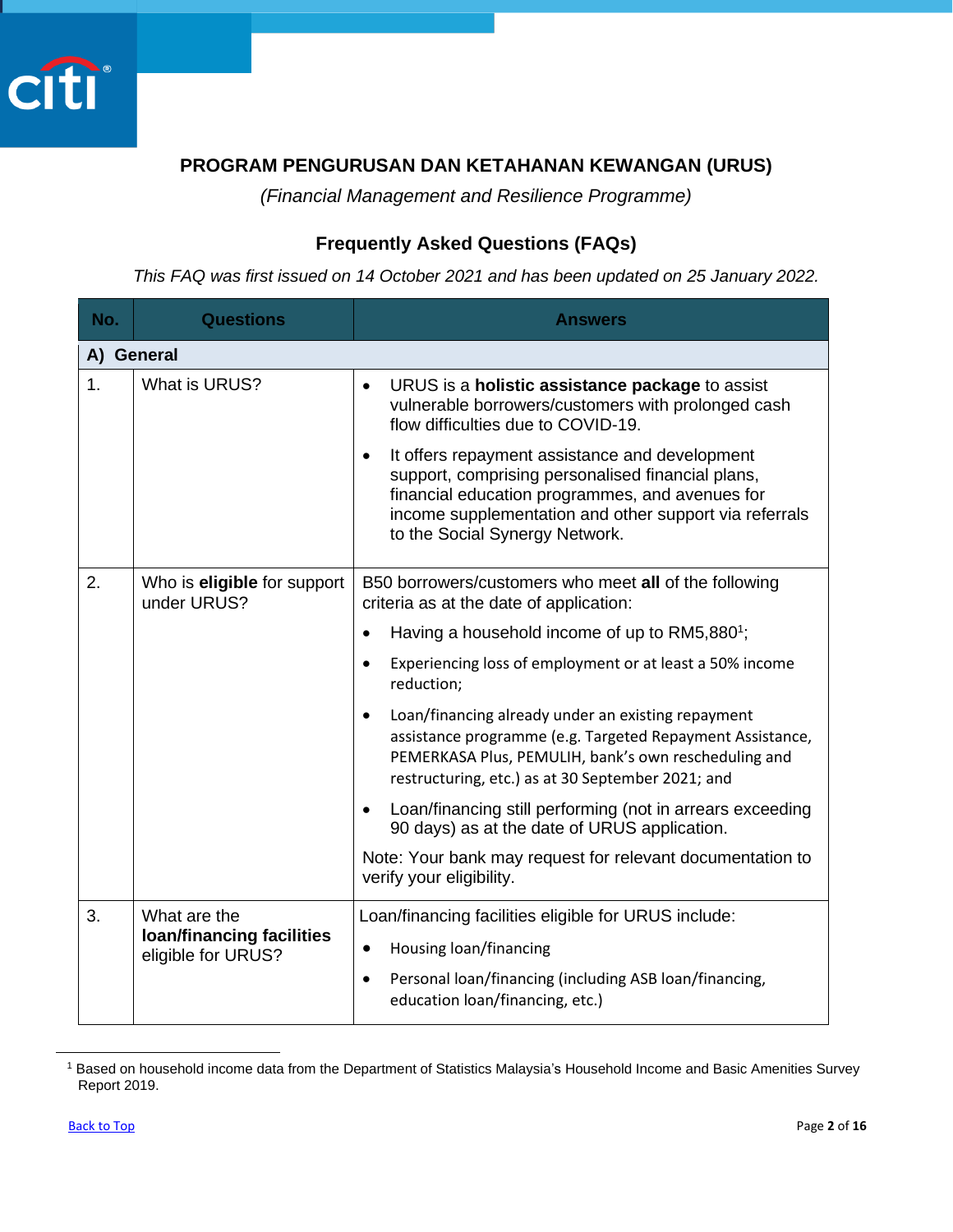# PROGRAM PENGURUSAN DAN KETAHANAN KEWANGAN (URUS)

*(Financial Management and Resilience Programme)*

## Frequently Asked Questions (FAQs)

*This FAQ was first issued on 14 October 2021 and has been updated on 25 January 2022.*

| No. | Questions | Answers |
|---|---|---|
| **A) General** | | |
| 1. | What is URUS? | • URUS is a **holistic assistance package** to assist vulnerable borrowers/customers with prolonged cash flow difficulties due to COVID-19.<br>• It offers repayment assistance and development support, comprising personalised financial plans, financial education programmes, and avenues for income supplementation and other support via referrals to the Social Synergy Network. |
| 2. | Who is **eligible** for support under URUS? | B50 borrowers/customers who meet **all** of the following criteria as at the date of application:<br>• Having a household income of up to RM5,880[1];<br>• Experiencing loss of employment or at least a 50% income reduction;<br>• Loan/financing already under an existing repayment assistance programme (e.g. Targeted Repayment Assistance, PEMERKASA Plus, PEMULIH, bank's own rescheduling and restructuring, etc.) as at 30 September 2021; and<br>• Loan/financing still performing (not in arrears exceeding 90 days) as at the date of URUS application.<br>Note: Your bank may request for relevant documentation to verify your eligibility. |
| 3. | What are the **loan/financing facilities** eligible for URUS? | Loan/financing facilities eligible for URUS include:<br>• Housing loan/financing<br>• Personal loan/financing (including ASB loan/financing, education loan/financing, etc.) |

[1] Based on household income data from the Department of Statistics Malaysia's Household Income and Basic Amenities Survey Report 2019.

Back to Top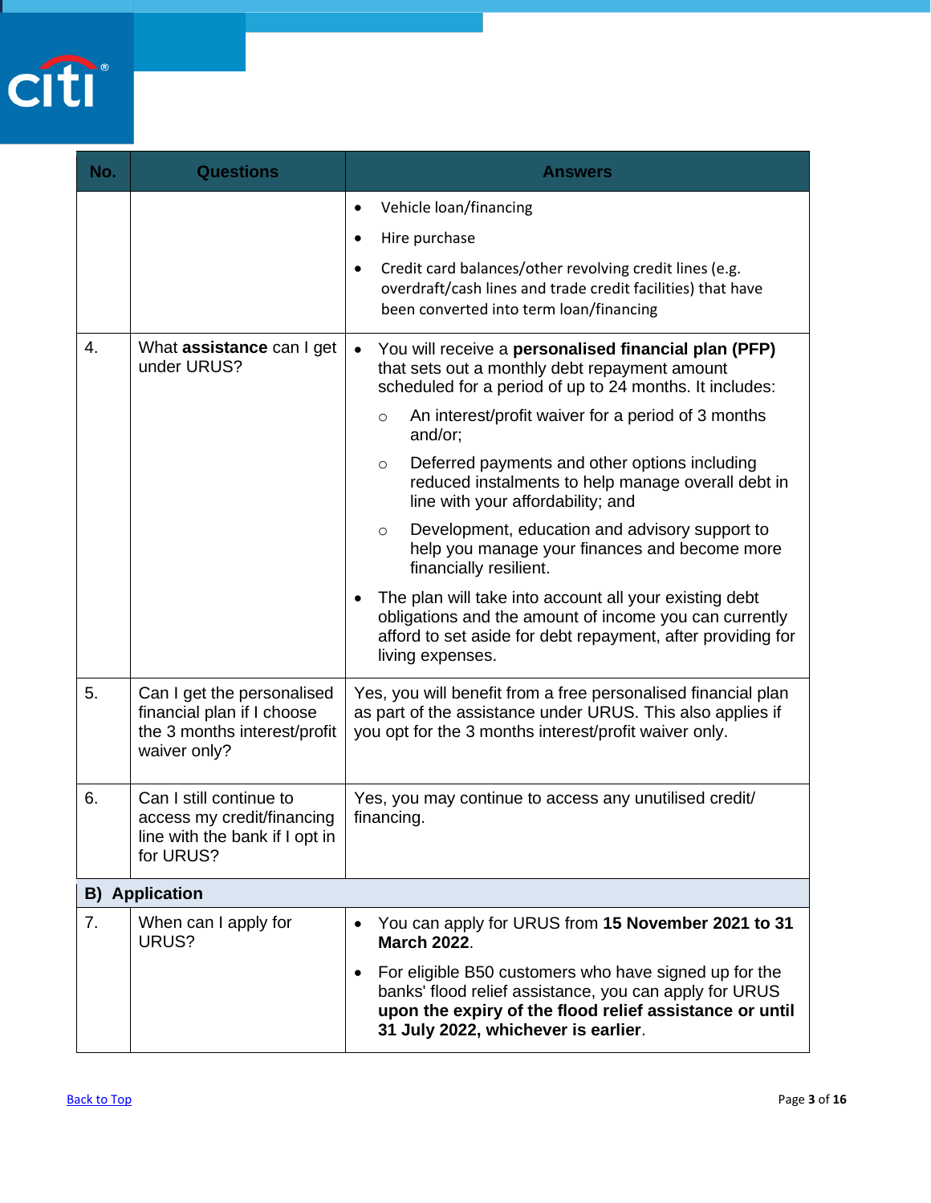| No. | Questions | Answers |
|---|---|---|
| | | • Vehicle loan/financing<br>• Hire purchase<br>• Credit card balances/other revolving credit lines (e.g. overdraft/cash lines and trade credit facilities) that have been converted into term loan/financing |
| 4. | What **assistance** can I get under URUS? | • You will receive a **personalised financial plan (PFP)** that sets out a monthly debt repayment amount scheduled for a period of up to 24 months. It includes:<br>  ○ An interest/profit waiver for a period of 3 months and/or;<br>  ○ Deferred payments and other options including reduced instalments to help manage overall debt in line with your affordability; and<br>  ○ Development, education and advisory support to help you manage your finances and become more financially resilient.<br>• The plan will take into account all your existing debt obligations and the amount of income you can currently afford to set aside for debt repayment, after providing for living expenses. |
| 5. | Can I get the personalised financial plan if I choose the 3 months interest/profit waiver only? | Yes, you will benefit from a free personalised financial plan as part of the assistance under URUS. This also applies if you opt for the 3 months interest/profit waiver only. |
| 6. | Can I still continue to access my credit/financing line with the bank if I opt in for URUS? | Yes, you may continue to access any unutilised credit/ financing. |
| **B) Application** | | |
| 7. | When can I apply for URUS? | • You can apply for URUS from **15 November 2021 to 31 March 2022**.<br>• For eligible B50 customers who have signed up for the banks' flood relief assistance, you can apply for URUS **upon the expiry of the flood relief assistance or until 31 July 2022, whichever is earlier**. |

Back to Top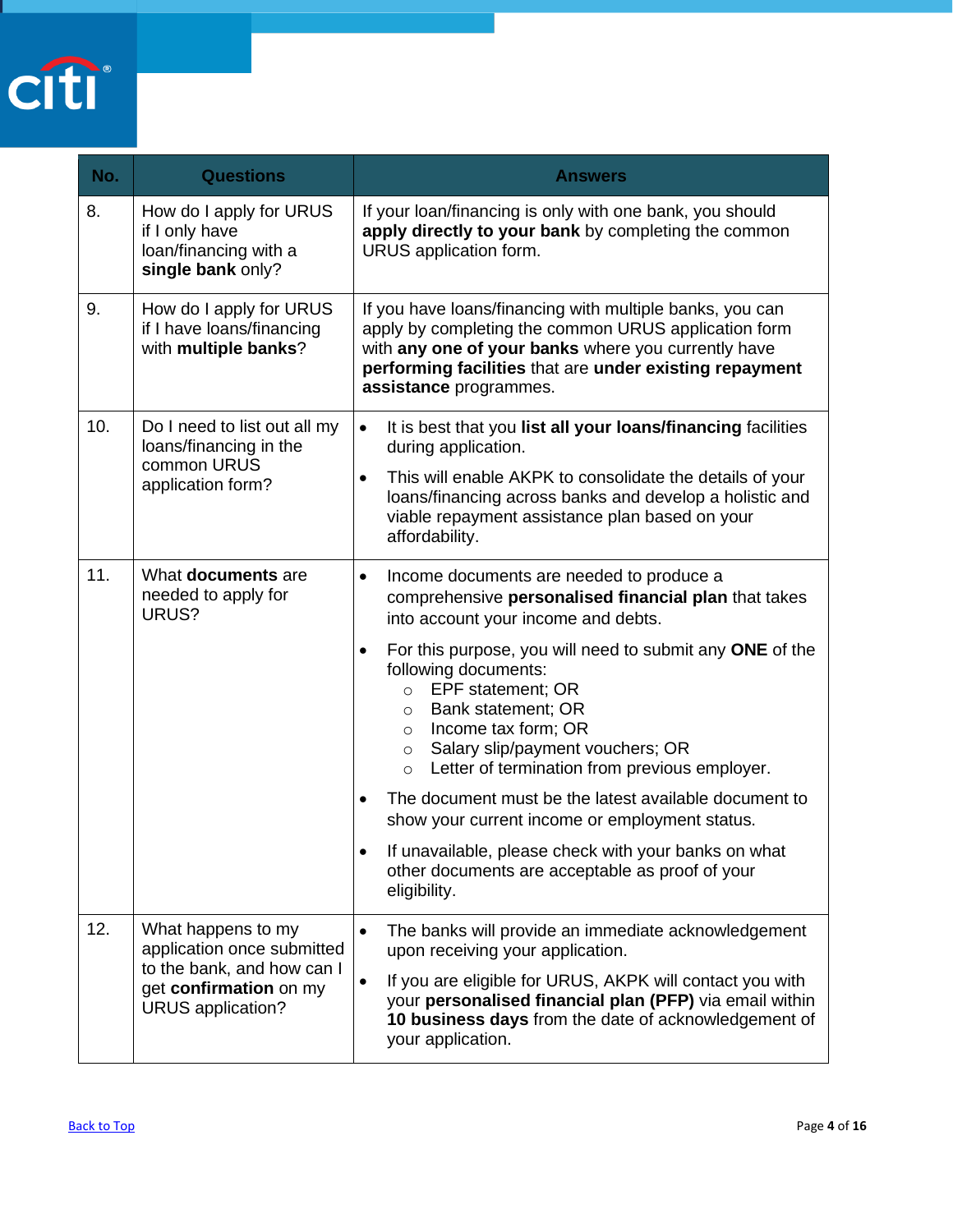| No. | Questions | Answers |
|---|---|---|
| 8. | How do I apply for URUS if I only have loan/financing with a **single bank** only? | If your loan/financing is only with one bank, you should **apply directly to your bank** by completing the common URUS application form. |
| 9. | How do I apply for URUS if I have loans/financing with **multiple banks**? | If you have loans/financing with multiple banks, you can apply by completing the common URUS application form with **any one of your banks** where you currently have **performing facilities** that are **under existing repayment assistance** programmes. |
| 10. | Do I need to list out all my loans/financing in the common URUS application form? | • It is best that you **list all your loans/financing** facilities during application.<br>• This will enable AKPK to consolidate the details of your loans/financing across banks and develop a holistic and viable repayment assistance plan based on your affordability. |
| 11. | What **documents** are needed to apply for URUS? | • Income documents are needed to produce a comprehensive **personalised financial plan** that takes into account your income and debts.<br>• For this purpose, you will need to submit any **ONE** of the following documents:<br>&nbsp;&nbsp;○ EPF statement; OR<br>&nbsp;&nbsp;○ Bank statement; OR<br>&nbsp;&nbsp;○ Income tax form; OR<br>&nbsp;&nbsp;○ Salary slip/payment vouchers; OR<br>&nbsp;&nbsp;○ Letter of termination from previous employer.<br>• The document must be the latest available document to show your current income or employment status.<br>• If unavailable, please check with your banks on what other documents are acceptable as proof of your eligibility. |
| 12. | What happens to my application once submitted to the bank, and how can I get **confirmation** on my URUS application? | • The banks will provide an immediate acknowledgement upon receiving your application.<br>• If you are eligible for URUS, AKPK will contact you with your **personalised financial plan (PFP)** via email within **10 business days** from the date of acknowledgement of your application. |

Back to Top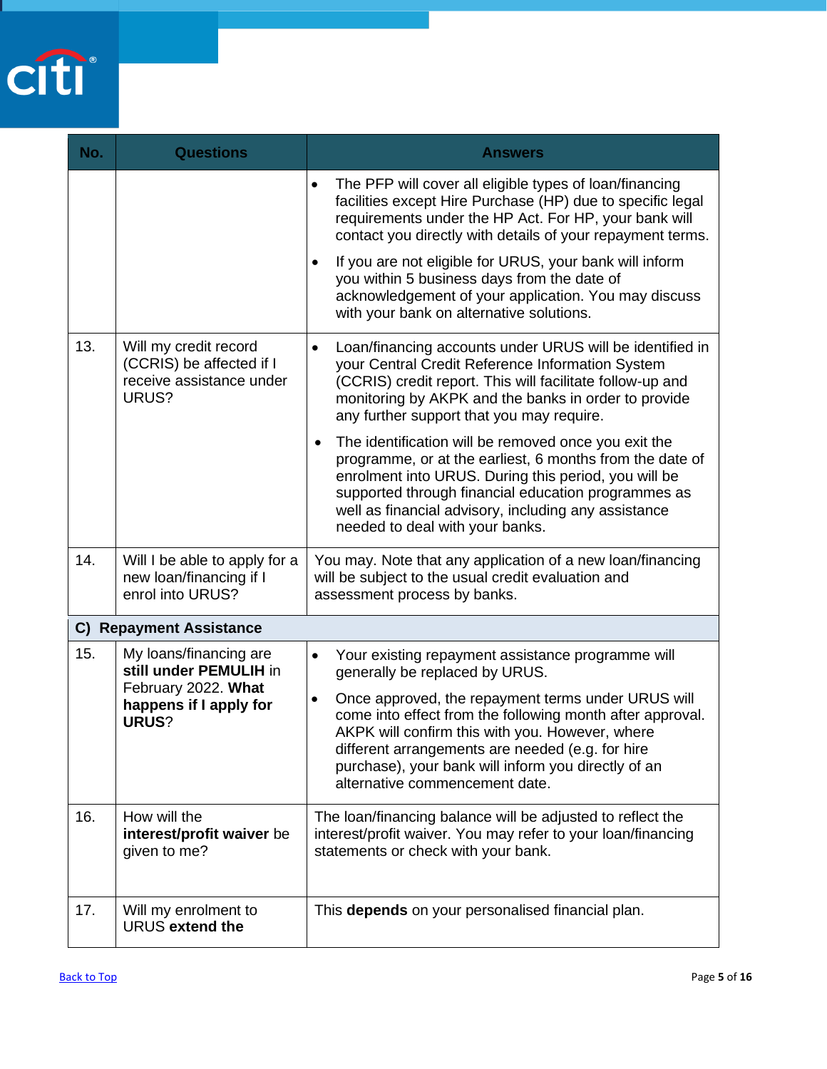| No. | Questions | Answers |
|---|---|---|
| | | • The PFP will cover all eligible types of loan/financing facilities except Hire Purchase (HP) due to specific legal requirements under the HP Act. For HP, your bank will contact you directly with details of your repayment terms.<br>• If you are not eligible for URUS, your bank will inform you within 5 business days from the date of acknowledgement of your application. You may discuss with your bank on alternative solutions. |
| 13. | Will my credit record (CCRIS) be affected if I receive assistance under URUS? | • Loan/financing accounts under URUS will be identified in your Central Credit Reference Information System (CCRIS) credit report. This will facilitate follow-up and monitoring by AKPK and the banks in order to provide any further support that you may require.<br>• The identification will be removed once you exit the programme, or at the earliest, 6 months from the date of enrolment into URUS. During this period, you will be supported through financial education programmes as well as financial advisory, including any assistance needed to deal with your banks. |
| 14. | Will I be able to apply for a new loan/financing if I enrol into URUS? | You may. Note that any application of a new loan/financing will be subject to the usual credit evaluation and assessment process by banks. |
| **C) Repayment Assistance** | | |
| 15. | My loans/financing are **still under PEMULIH** in February 2022. **What happens if I apply for URUS**? | • Your existing repayment assistance programme will generally be replaced by URUS.<br>• Once approved, the repayment terms under URUS will come into effect from the following month after approval. AKPK will confirm this with you. However, where different arrangements are needed (e.g. for hire purchase), your bank will inform you directly of an alternative commencement date. |
| 16. | How will the **interest/profit waiver** be given to me? | The loan/financing balance will be adjusted to reflect the interest/profit waiver. You may refer to your loan/financing statements or check with your bank. |
| 17. | Will my enrolment to URUS **extend the** | This **depends** on your personalised financial plan. |

[Back to Top]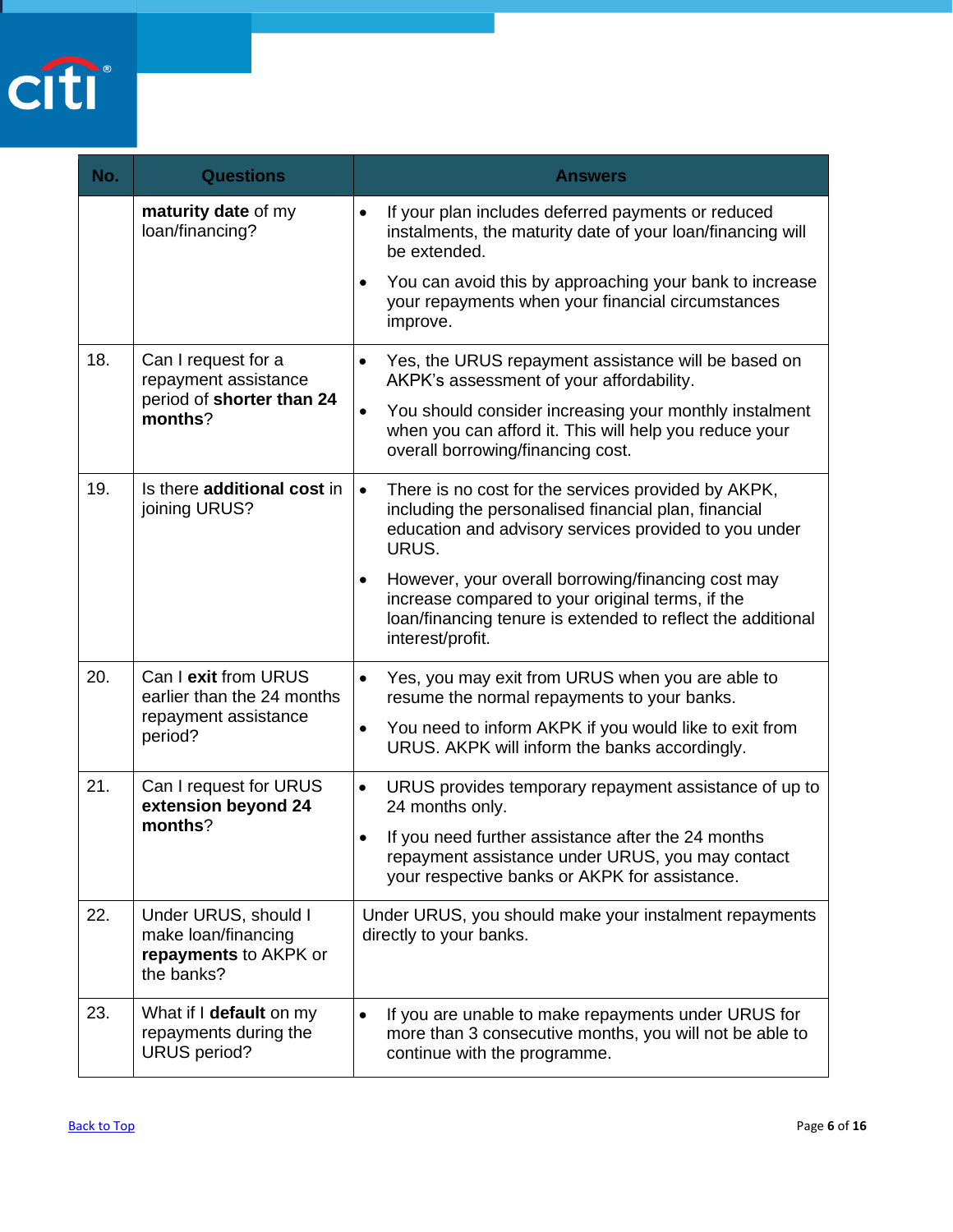| No. | Questions | Answers |
|---|---|---|
| | **maturity date** of my loan/financing? | • If your plan includes deferred payments or reduced instalments, the maturity date of your loan/financing will be extended.<br>• You can avoid this by approaching your bank to increase your repayments when your financial circumstances improve. |
| 18. | Can I request for a repayment assistance period of **shorter than 24 months**? | • Yes, the URUS repayment assistance will be based on AKPK's assessment of your affordability.<br>• You should consider increasing your monthly instalment when you can afford it. This will help you reduce your overall borrowing/financing cost. |
| 19. | Is there **additional cost** in joining URUS? | • There is no cost for the services provided by AKPK, including the personalised financial plan, financial education and advisory services provided to you under URUS.<br>• However, your overall borrowing/financing cost may increase compared to your original terms, if the loan/financing tenure is extended to reflect the additional interest/profit. |
| 20. | Can I **exit** from URUS earlier than the 24 months repayment assistance period? | • Yes, you may exit from URUS when you are able to resume the normal repayments to your banks.<br>• You need to inform AKPK if you would like to exit from URUS. AKPK will inform the banks accordingly. |
| 21. | Can I request for URUS **extension beyond 24 months**? | • URUS provides temporary repayment assistance of up to 24 months only.<br>• If you need further assistance after the 24 months repayment assistance under URUS, you may contact your respective banks or AKPK for assistance. |
| 22. | Under URUS, should I make loan/financing **repayments** to AKPK or the banks? | Under URUS, you should make your instalment repayments directly to your banks. |
| 23. | What if I **default** on my repayments during the URUS period? | • If you are unable to make repayments under URUS for more than 3 consecutive months, you will not be able to continue with the programme. |

[Back to Top]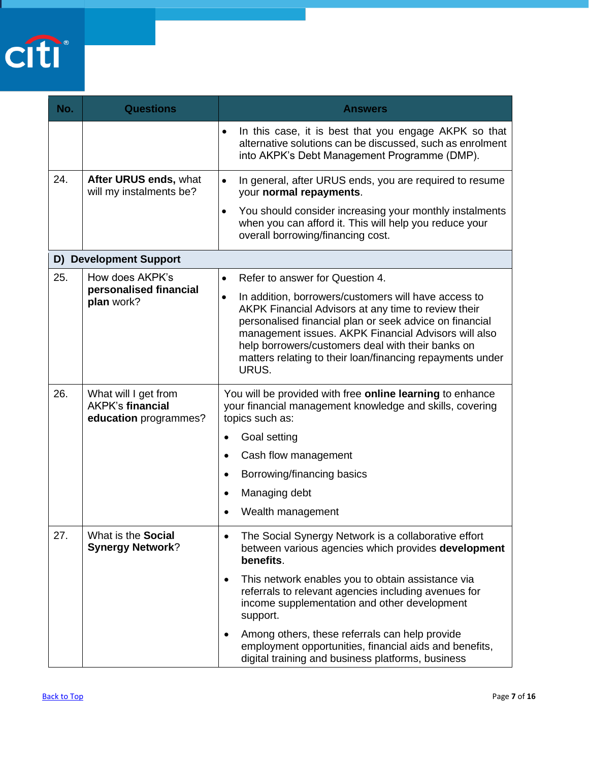| No. | Questions | Answers |
|---|---|---|
| | | • In this case, it is best that you engage AKPK so that alternative solutions can be discussed, such as enrolment into AKPK's Debt Management Programme (DMP). |
| 24. | **After URUS ends,** what will my instalments be? | • In general, after URUS ends, you are required to resume your **normal repayments**.<br>• You should consider increasing your monthly instalments when you can afford it. This will help you reduce your overall borrowing/financing cost. |
| **D) Development Support** | | |
| 25. | How does AKPK's **personalised financial plan** work? | • Refer to answer for Question 4.<br>• In addition, borrowers/customers will have access to AKPK Financial Advisors at any time to review their personalised financial plan or seek advice on financial management issues. AKPK Financial Advisors will also help borrowers/customers deal with their banks on matters relating to their loan/financing repayments under URUS. |
| 26. | What will I get from AKPK's **financial education** programmes? | You will be provided with free **online learning** to enhance your financial management knowledge and skills, covering topics such as:<br>• Goal setting<br>• Cash flow management<br>• Borrowing/financing basics<br>• Managing debt<br>• Wealth management |
| 27. | What is the **Social Synergy Network**? | • The Social Synergy Network is a collaborative effort between various agencies which provides **development benefits**.<br>• This network enables you to obtain assistance via referrals to relevant agencies including avenues for income supplementation and other development support.<br>• Among others, these referrals can help provide employment opportunities, financial aids and benefits, digital training and business platforms, business |

Back to Top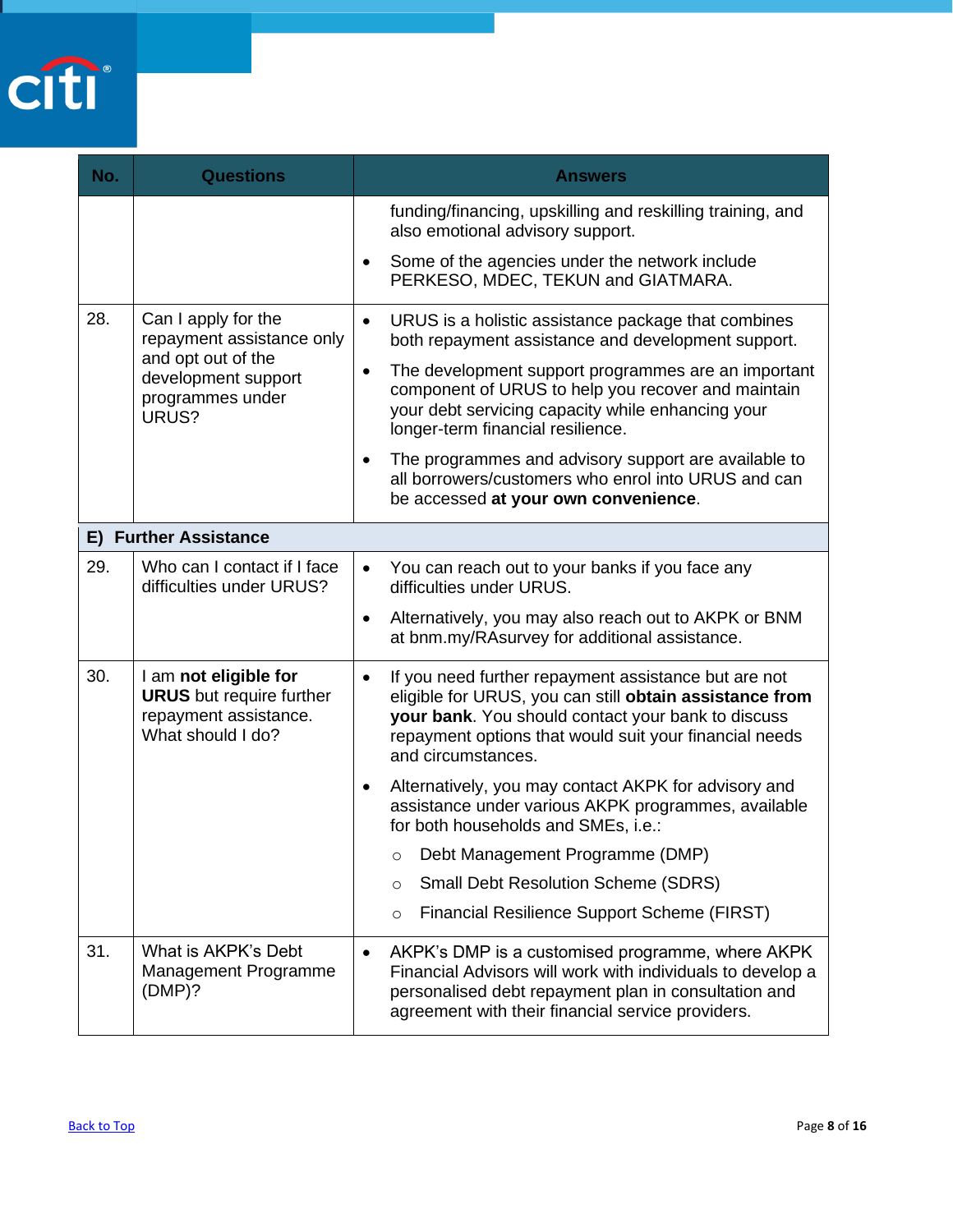| No. | Questions | Answers |
|---|---|---|
| | | funding/financing, upskilling and reskilling training, and also emotional advisory support.<br>• Some of the agencies under the network include PERKESO, MDEC, TEKUN and GIATMARA. |
| 28. | Can I apply for the repayment assistance only and opt out of the development support programmes under URUS? | • URUS is a holistic assistance package that combines both repayment assistance and development support.<br>• The development support programmes are an important component of URUS to help you recover and maintain your debt servicing capacity while enhancing your longer-term financial resilience.<br>• The programmes and advisory support are available to all borrowers/customers who enrol into URUS and can be accessed **at your own convenience**. |
| **E) Further Assistance** | | |
| 29. | Who can I contact if I face difficulties under URUS? | • You can reach out to your banks if you face any difficulties under URUS.<br>• Alternatively, you may also reach out to AKPK or BNM at bnm.my/RAsurvey for additional assistance. |
| 30. | I am **not eligible for URUS** but require further repayment assistance. What should I do? | • If you need further repayment assistance but are not eligible for URUS, you can still **obtain assistance from your bank**. You should contact your bank to discuss repayment options that would suit your financial needs and circumstances.<br>• Alternatively, you may contact AKPK for advisory and assistance under various AKPK programmes, available for both households and SMEs, i.e.:<br>○ Debt Management Programme (DMP)<br>○ Small Debt Resolution Scheme (SDRS)<br>○ Financial Resilience Support Scheme (FIRST) |
| 31. | What is AKPK's Debt Management Programme (DMP)? | • AKPK's DMP is a customised programme, where AKPK Financial Advisors will work with individuals to develop a personalised debt repayment plan in consultation and agreement with their financial service providers. |

Back to Top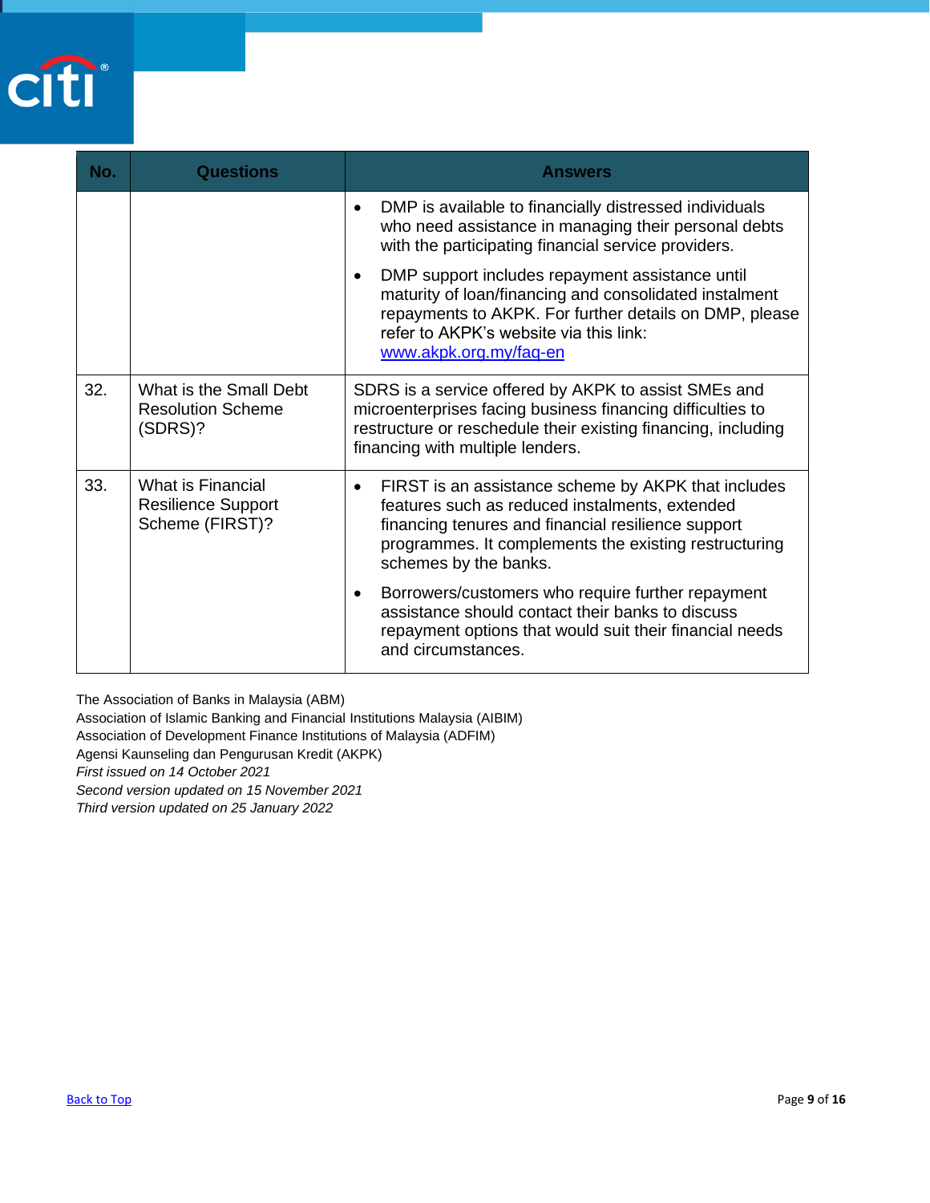| No. | Questions | Answers |
|---|---|---|
| | | • DMP is available to financially distressed individuals who need assistance in managing their personal debts with the participating financial service providers.<br>• DMP support includes repayment assistance until maturity of loan/financing and consolidated instalment repayments to AKPK. For further details on DMP, please refer to AKPK's website via this link: [www.akpk.org.my/faq-en](www.akpk.org.my/faq-en) |
| 32. | What is the Small Debt Resolution Scheme (SDRS)? | SDRS is a service offered by AKPK to assist SMEs and microenterprises facing business financing difficulties to restructure or reschedule their existing financing, including financing with multiple lenders. |
| 33. | What is Financial Resilience Support Scheme (FIRST)? | • FIRST is an assistance scheme by AKPK that includes features such as reduced instalments, extended financing tenures and financial resilience support programmes. It complements the existing restructuring schemes by the banks.<br>• Borrowers/customers who require further repayment assistance should contact their banks to discuss repayment options that would suit their financial needs and circumstances. |

The Association of Banks in Malaysia (ABM)
Association of Islamic Banking and Financial Institutions Malaysia (AIBIM)
Association of Development Finance Institutions of Malaysia (ADFIM)
Agensi Kaunseling dan Pengurusan Kredit (AKPK)
*First issued on 14 October 2021*
*Second version updated on 15 November 2021*
*Third version updated on 25 January 2022*

[Back to Top]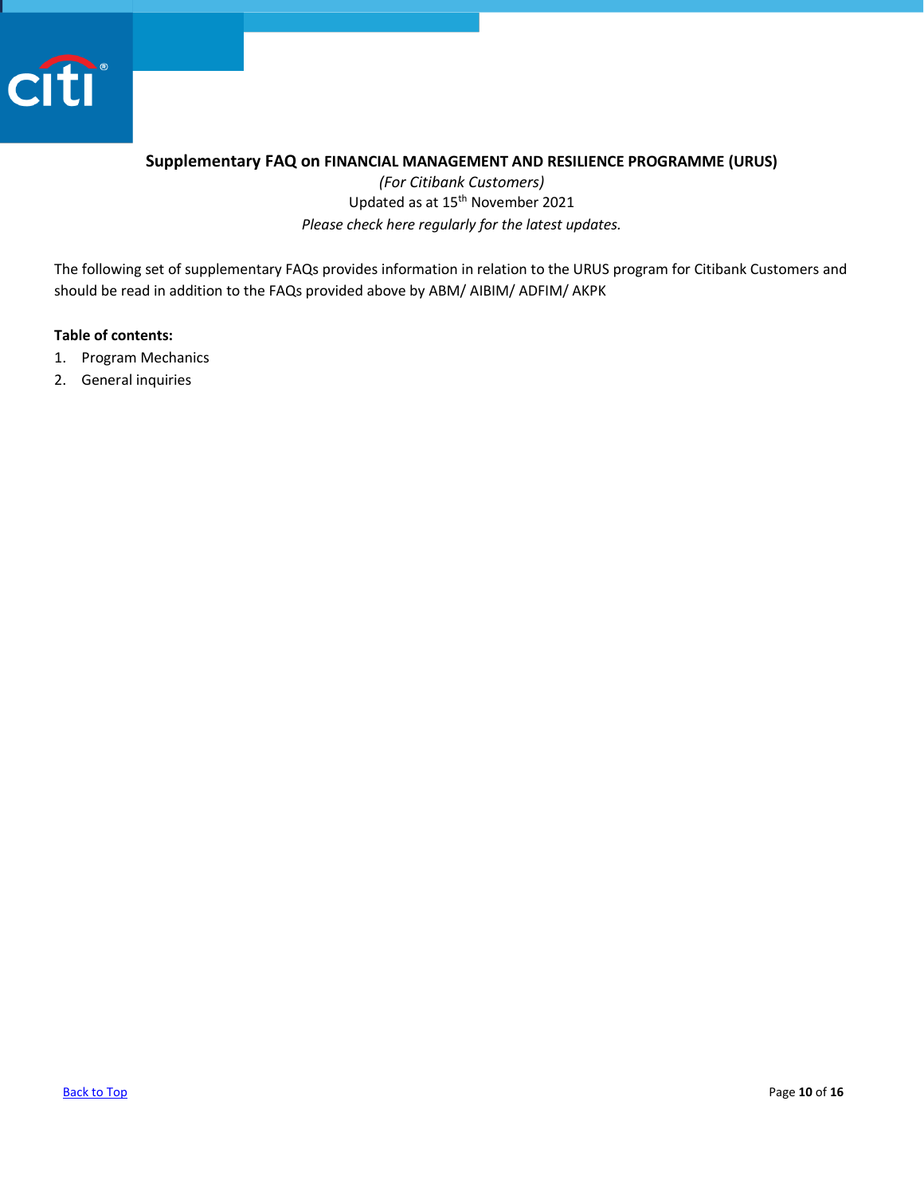# Supplementary FAQ on FINANCIAL MANAGEMENT AND RESILIENCE PROGRAMME (URUS)

*(For Citibank Customers)*

Updated as at 15th November 2021

*Please check here regularly for the latest updates.*

The following set of supplementary FAQs provides information in relation to the URUS program for Citibank Customers and should be read in addition to the FAQs provided above by ABM/ AIBIM/ ADFIM/ AKPK

**Table of contents:**

1. Program Mechanics
2. General inquiries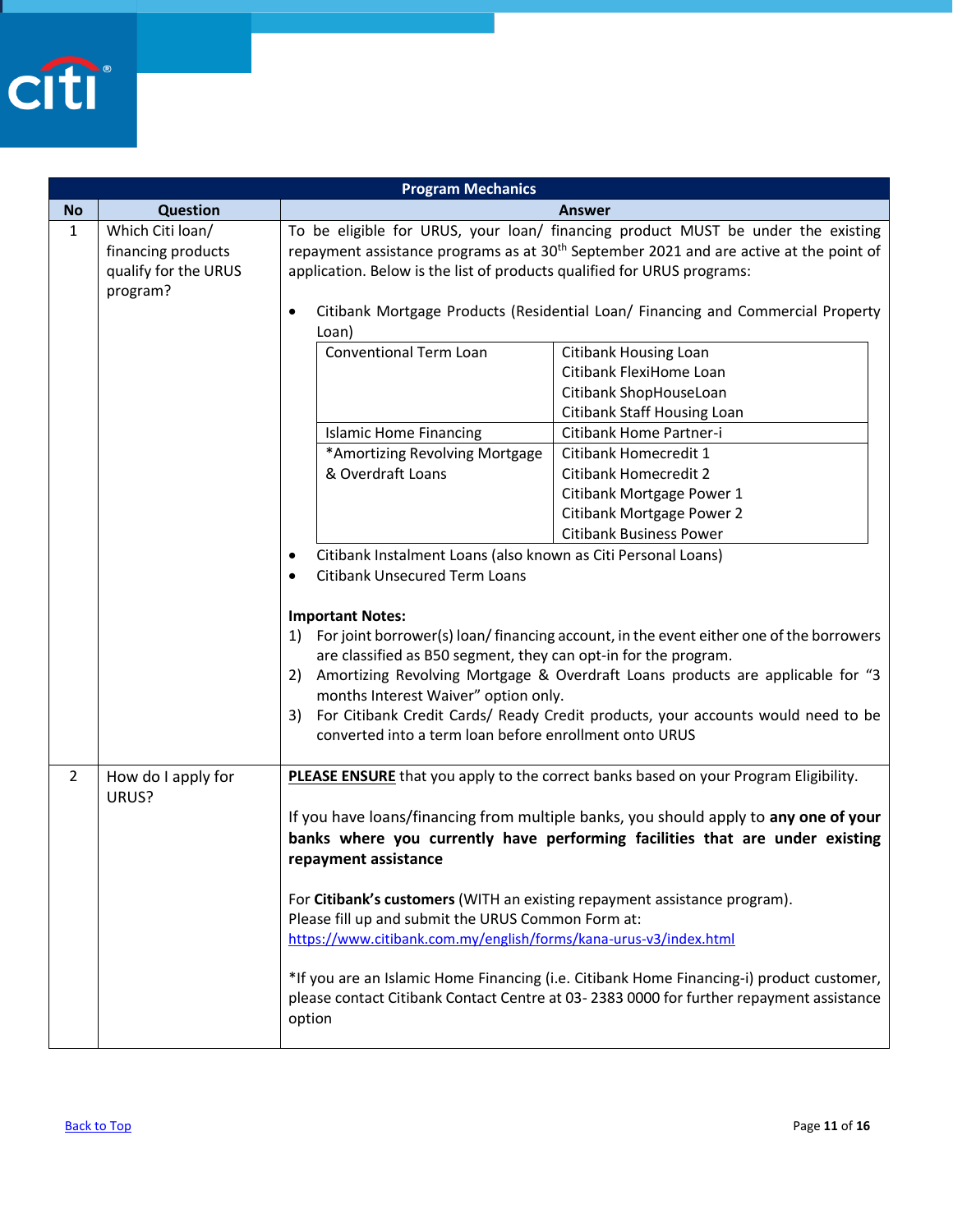| Program Mechanics | | |
|---|---|---|
| **No** | **Question** | **Answer** |
| 1 | Which Citi loan/ financing products qualify for the URUS program? | To be eligible for URUS, your loan/ financing product MUST be under the existing repayment assistance programs as at 30th September 2021 and are active at the point of application. Below is the list of products qualified for URUS programs:<br><br>• Citibank Mortgage Products (Residential Loan/ Financing and Commercial Property Loan)<br>  – Conventional Term Loan: Citibank Housing Loan; Citibank FlexiHome Loan; Citibank ShopHouseLoan; Citibank Staff Housing Loan<br>  – Islamic Home Financing: Citibank Home Partner-i<br>  – *Amortizing Revolving Mortgage & Overdraft Loans: Citibank Homecredit 1; Citibank Homecredit 2; Citibank Mortgage Power 1; Citibank Mortgage Power 2; Citibank Business Power<br>• Citibank Instalment Loans (also known as Citi Personal Loans)<br>• Citibank Unsecured Term Loans<br><br>**Important Notes:**<br>1) For joint borrower(s) loan/ financing account, in the event either one of the borrowers are classified as B50 segment, they can opt-in for the program.<br>2) Amortizing Revolving Mortgage & Overdraft Loans products are applicable for "3 months Interest Waiver" option only.<br>3) For Citibank Credit Cards/ Ready Credit products, your accounts would need to be converted into a term loan before enrollment onto URUS |
| 2 | How do I apply for URUS? | **PLEASE ENSURE** that you apply to the correct banks based on your Program Eligibility.<br><br>If you have loans/financing from multiple banks, you should apply to **any one of your banks where you currently have performing facilities that are under existing repayment assistance**<br><br>For **Citibank's customers** (WITH an existing repayment assistance program).<br>Please fill up and submit the URUS Common Form at:<br>https://www.citibank.com.my/english/forms/kana-urus-v3/index.html<br><br>*If you are an Islamic Home Financing (i.e. Citibank Home Financing-i) product customer, please contact Citibank Contact Centre at 03- 2383 0000 for further repayment assistance option |

Back to Top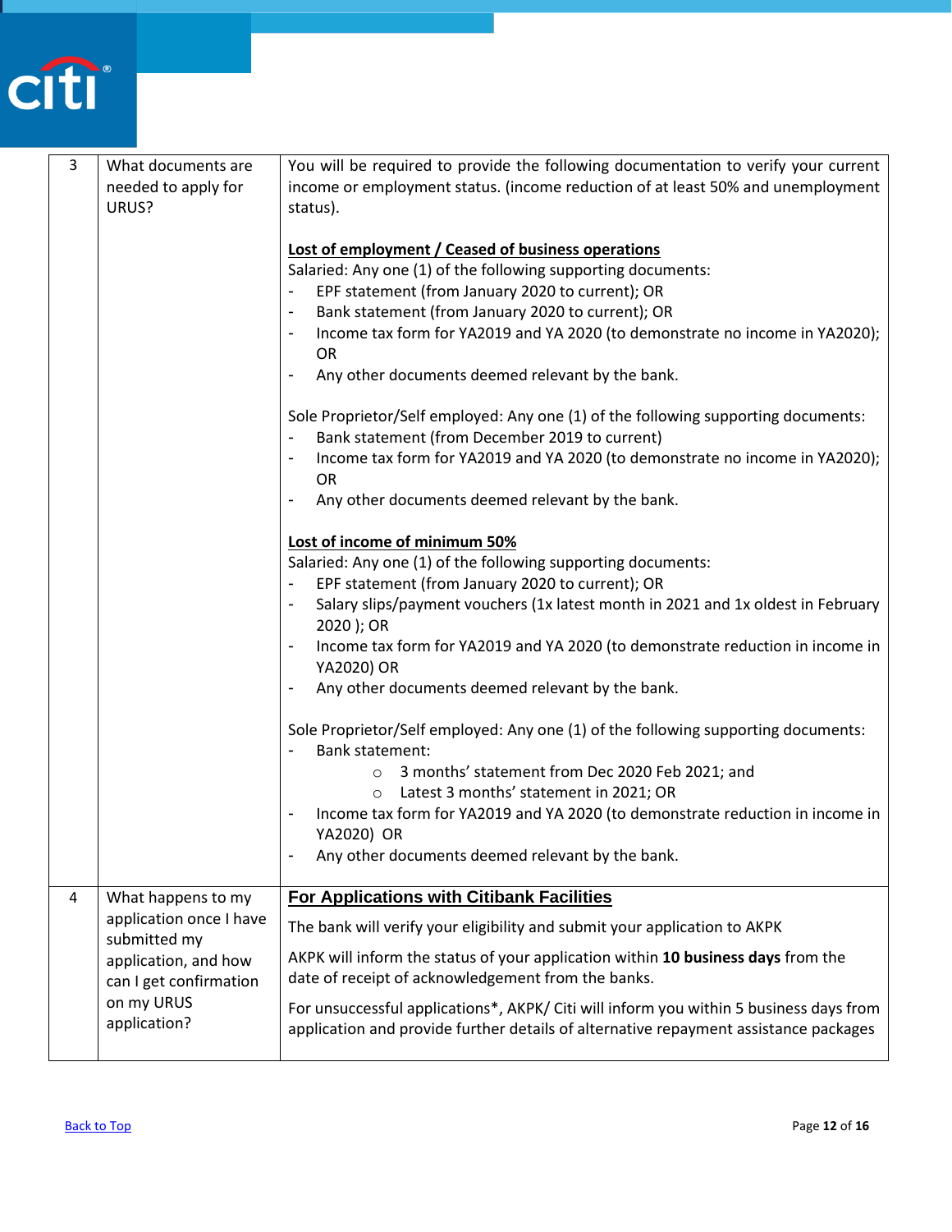| 3 | What documents are needed to apply for URUS? | You will be required to provide the following documentation to verify your current income or employment status. (income reduction of at least 50% and unemployment status).<br><br>**<u>Lost of employment / Ceased of business operations</u>**<br>Salaried: Any one (1) of the following supporting documents:<br>- EPF statement (from January 2020 to current); OR<br>- Bank statement (from January 2020 to current); OR<br>- Income tax form for YA2019 and YA 2020 (to demonstrate no income in YA2020); OR<br>- Any other documents deemed relevant by the bank.<br><br>Sole Proprietor/Self employed: Any one (1) of the following supporting documents:<br>- Bank statement (from December 2019 to current)<br>- Income tax form for YA2019 and YA 2020 (to demonstrate no income in YA2020); OR<br>- Any other documents deemed relevant by the bank.<br><br>**<u>Lost of income of minimum 50%</u>**<br>Salaried: Any one (1) of the following supporting documents:<br>- EPF statement (from January 2020 to current); OR<br>- Salary slips/payment vouchers (1x latest month in 2021 and 1x oldest in February 2020 ); OR<br>- Income tax form for YA2019 and YA 2020 (to demonstrate reduction in income in YA2020) OR<br>- Any other documents deemed relevant by the bank.<br><br>Sole Proprietor/Self employed: Any one (1) of the following supporting documents:<br>- Bank statement:<br>&nbsp;&nbsp;&nbsp;&nbsp;○ 3 months' statement from Dec 2020 Feb 2021; and<br>&nbsp;&nbsp;&nbsp;&nbsp;○ Latest 3 months' statement in 2021; OR<br>- Income tax form for YA2019 and YA 2020 (to demonstrate reduction in income in YA2020) OR<br>- Any other documents deemed relevant by the bank. |
|---|---|---|
| 4 | What happens to my application once I have submitted my application, and how can I get confirmation on my URUS application? | **<u>For Applications with Citibank Facilities</u>**<br><br>The bank will verify your eligibility and submit your application to AKPK<br><br>AKPK will inform the status of your application within **10 business days** from the date of receipt of acknowledgement from the banks.<br><br>For unsuccessful applications*, AKPK/ Citi will inform you within 5 business days from application and provide further details of alternative repayment assistance packages |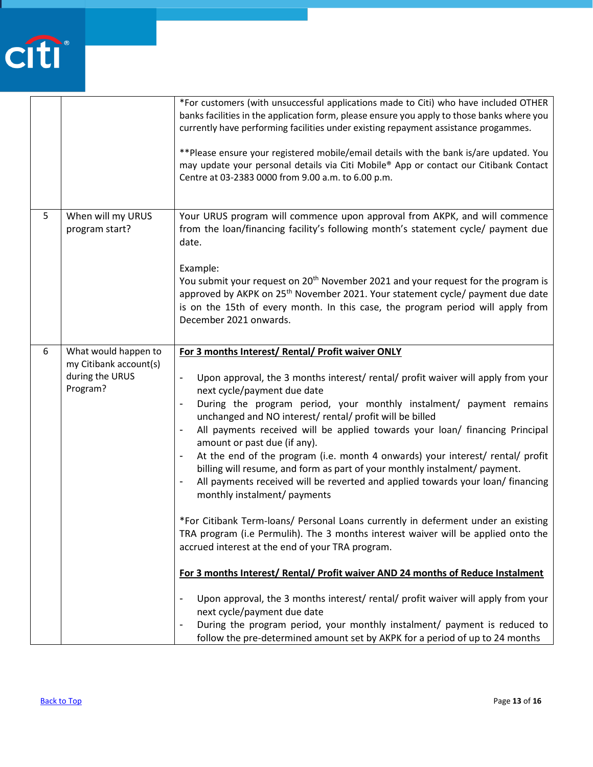| | | |
|---|---|---|
| | | *For customers (with unsuccessful applications made to Citi) who have included OTHER banks facilities in the application form, please ensure you apply to those banks where you currently have performing facilities under existing repayment assistance progammes.<br><br>**Please ensure your registered mobile/email details with the bank is/are updated. You may update your personal details via Citi Mobile® App or contact our Citibank Contact Centre at 03-2383 0000 from 9.00 a.m. to 6.00 p.m. |
| 5 | When will my URUS program start? | Your URUS program will commence upon approval from AKPK, and will commence from the loan/financing facility's following month's statement cycle/ payment due date.<br><br>Example:<br>You submit your request on 20th November 2021 and your request for the program is approved by AKPK on 25th November 2021. Your statement cycle/ payment due date is on the 15th of every month. In this case, the program period will apply from December 2021 onwards. |
| 6 | What would happen to my Citibank account(s) during the URUS Program? | **For 3 months Interest/ Rental/ Profit waiver ONLY**<br><br>- Upon approval, the 3 months interest/ rental/ profit waiver will apply from your next cycle/payment due date<br>- During the program period, your monthly instalment/ payment remains unchanged and NO interest/ rental/ profit will be billed<br>- All payments received will be applied towards your loan/ financing Principal amount or past due (if any).<br>- At the end of the program (i.e. month 4 onwards) your interest/ rental/ profit billing will resume, and form as part of your monthly instalment/ payment.<br>- All payments received will be reverted and applied towards your loan/ financing monthly instalment/ payments<br><br>*For Citibank Term-loans/ Personal Loans currently in deferment under an existing TRA program (i.e Permulih). The 3 months interest waiver will be applied onto the accrued interest at the end of your TRA program.<br><br>**For 3 months Interest/ Rental/ Profit waiver AND 24 months of Reduce Instalment**<br><br>- Upon approval, the 3 months interest/ rental/ profit waiver will apply from your next cycle/payment due date<br>- During the program period, your monthly instalment/ payment is reduced to follow the pre-determined amount set by AKPK for a period of up to 24 months |

Back to Top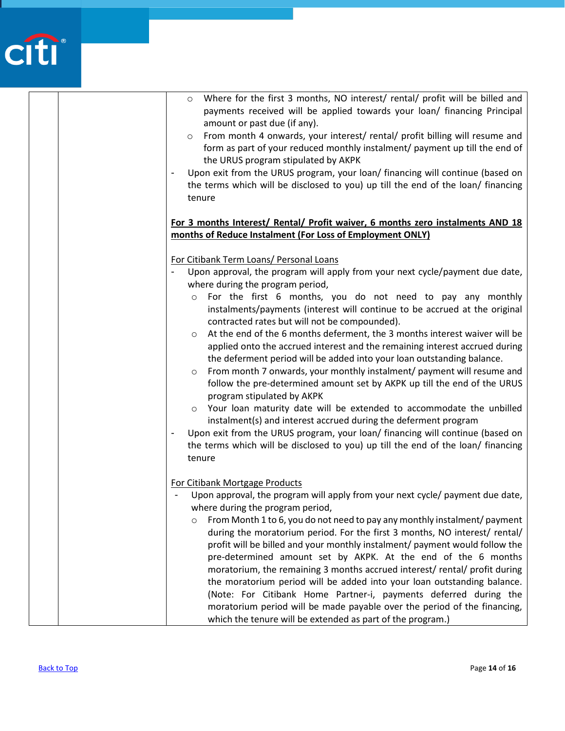| | | |
|---|---|---|
| | | ○ Where for the first 3 months, NO interest/ rental/ profit will be billed and payments received will be applied towards your loan/ financing Principal amount or past due (if any).<br>○ From month 4 onwards, your interest/ rental/ profit billing will resume and form as part of your reduced monthly instalment/ payment up till the end of the URUS program stipulated by AKPK<br>- Upon exit from the URUS program, your loan/ financing will continue (based on the terms which will be disclosed to you) up till the end of the loan/ financing tenure<br><br>**<u>For 3 months Interest/ Rental/ Profit waiver, 6 months zero instalments AND 18 months of Reduce Instalment (For Loss of Employment ONLY)</u>**<br><br><u>For Citibank Term Loans/ Personal Loans</u><br>- Upon approval, the program will apply from your next cycle/payment due date, where during the program period,<br>○ For the first 6 months, you do not need to pay any monthly instalments/payments (interest will continue to be accrued at the original contracted rates but will not be compounded).<br>○ At the end of the 6 months deferment, the 3 months interest waiver will be applied onto the accrued interest and the remaining interest accrued during the deferment period will be added into your loan outstanding balance.<br>○ From month 7 onwards, your monthly instalment/ payment will resume and follow the pre-determined amount set by AKPK up till the end of the URUS program stipulated by AKPK<br>○ Your loan maturity date will be extended to accommodate the unbilled instalment(s) and interest accrued during the deferment program<br>- Upon exit from the URUS program, your loan/ financing will continue (based on the terms which will be disclosed to you) up till the end of the loan/ financing tenure<br><br><u>For Citibank Mortgage Products</u><br>- Upon approval, the program will apply from your next cycle/ payment due date, where during the program period,<br>○ From Month 1 to 6, you do not need to pay any monthly instalment/ payment during the moratorium period. For the first 3 months, NO interest/ rental/ profit will be billed and your monthly instalment/ payment would follow the pre-determined amount set by AKPK. At the end of the 6 months moratorium, the remaining 3 months accrued interest/ rental/ profit during the moratorium period will be added into your loan outstanding balance. (Note: For Citibank Home Partner-i, payments deferred during the moratorium period will be made payable over the period of the financing, which the tenure will be extended as part of the program.) |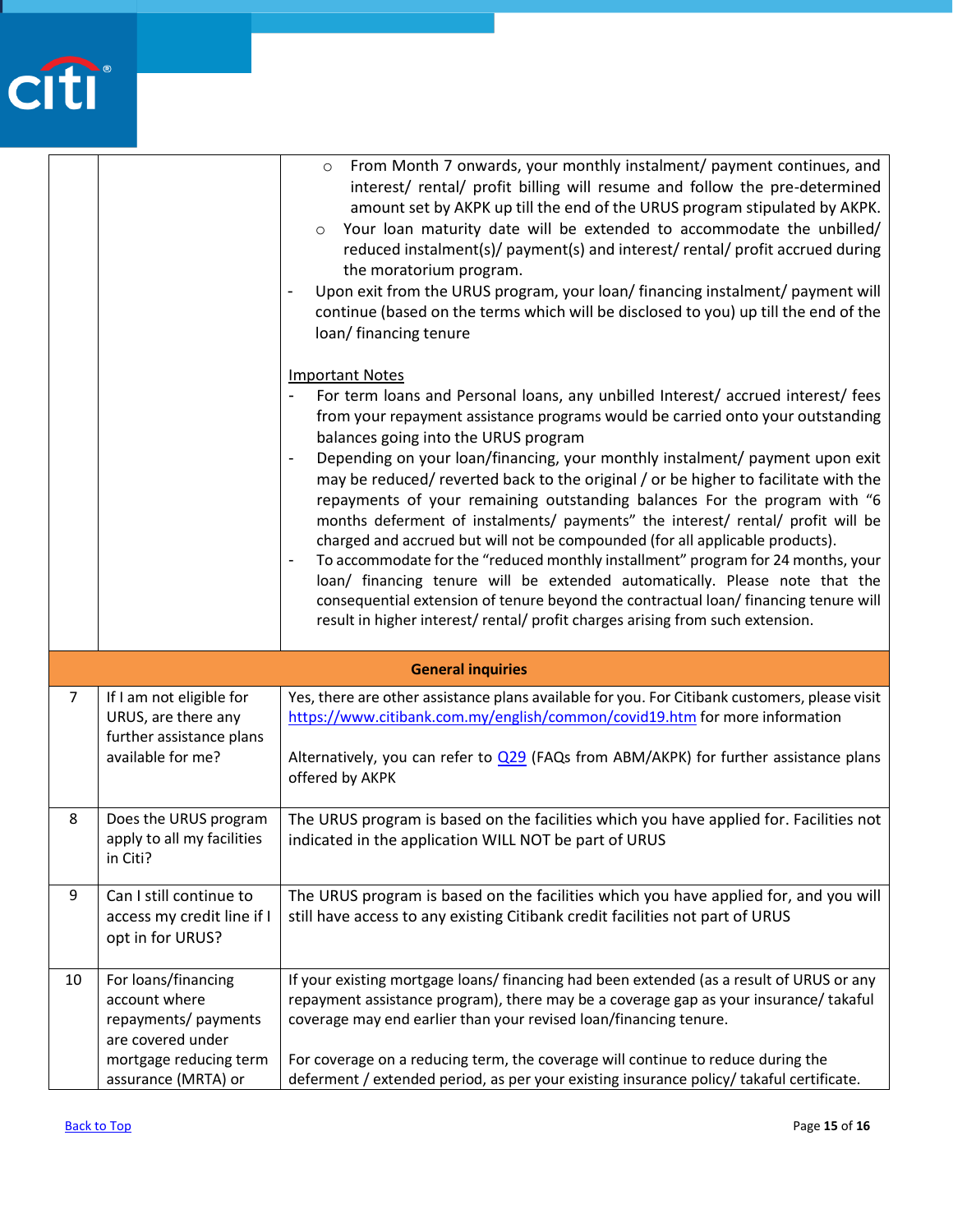| | | |
|---|---|---|
| | | ○ From Month 7 onwards, your monthly instalment/ payment continues, and interest/ rental/ profit billing will resume and follow the pre-determined amount set by AKPK up till the end of the URUS program stipulated by AKPK.<br>○ Your loan maturity date will be extended to accommodate the unbilled/ reduced instalment(s)/ payment(s) and interest/ rental/ profit accrued during the moratorium program.<br>- Upon exit from the URUS program, your loan/ financing instalment/ payment will continue (based on the terms which will be disclosed to you) up till the end of the loan/ financing tenure<br><br>Important Notes<br>- For term loans and Personal loans, any unbilled Interest/ accrued interest/ fees from your repayment assistance programs would be carried onto your outstanding balances going into the URUS program<br>- Depending on your loan/financing, your monthly instalment/ payment upon exit may be reduced/ reverted back to the original / or be higher to facilitate with the repayments of your remaining outstanding balances For the program with "6 months deferment of instalments/ payments" the interest/ rental/ profit will be charged and accrued but will not be compounded (for all applicable products).<br>- To accommodate for the "reduced monthly installment" program for 24 months, your loan/ financing tenure will be extended automatically. Please note that the consequential extension of tenure beyond the contractual loan/ financing tenure will result in higher interest/ rental/ profit charges arising from such extension. |
| **General inquiries** | | |
| 7 | If I am not eligible for URUS, are there any further assistance plans available for me? | Yes, there are other assistance plans available for you. For Citibank customers, please visit https://www.citibank.com.my/english/common/covid19.htm for more information<br><br>Alternatively, you can refer to Q29 (FAQs from ABM/AKPK) for further assistance plans offered by AKPK |
| 8 | Does the URUS program apply to all my facilities in Citi? | The URUS program is based on the facilities which you have applied for. Facilities not indicated in the application WILL NOT be part of URUS |
| 9 | Can I still continue to access my credit line if I opt in for URUS? | The URUS program is based on the facilities which you have applied for, and you will still have access to any existing Citibank credit facilities not part of URUS |
| 10 | For loans/financing account where repayments/ payments are covered under mortgage reducing term assurance (MRTA) or | If your existing mortgage loans/ financing had been extended (as a result of URUS or any repayment assistance program), there may be a coverage gap as your insurance/ takaful coverage may end earlier than your revised loan/financing tenure.<br><br>For coverage on a reducing term, the coverage will continue to reduce during the deferment / extended period, as per your existing insurance policy/ takaful certificate. |

Back to Top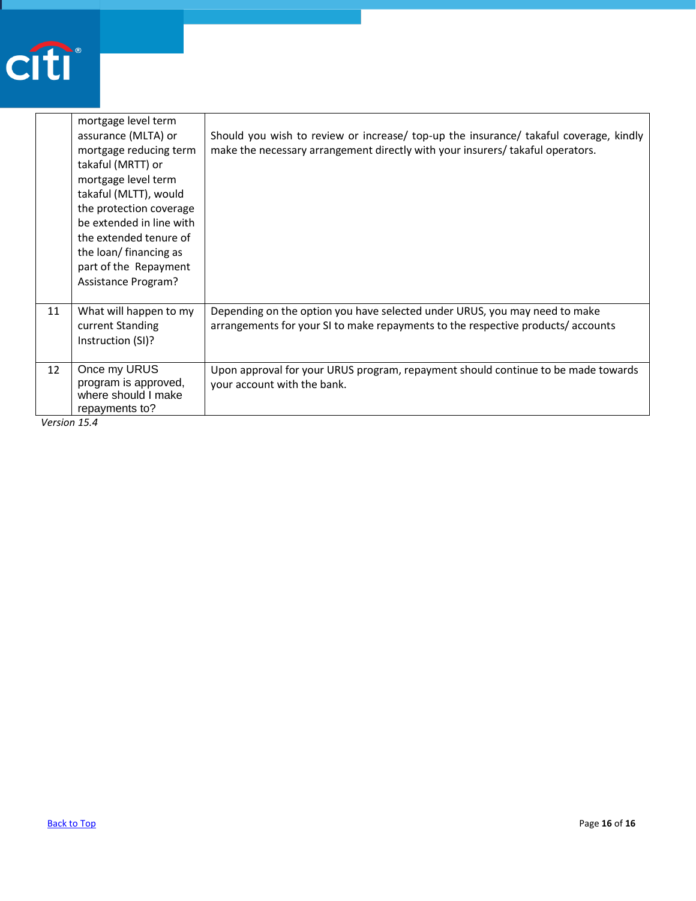| | | |
|---|---|---|
| | mortgage level term assurance (MLTA) or mortgage reducing term takaful (MRTT) or mortgage level term takaful (MLTT), would the protection coverage be extended in line with the extended tenure of the loan/ financing as part of the Repayment Assistance Program? | Should you wish to review or increase/ top-up the insurance/ takaful coverage, kindly make the necessary arrangement directly with your insurers/ takaful operators. |
| 11 | What will happen to my current Standing Instruction (SI)? | Depending on the option you have selected under URUS, you may need to make arrangements for your SI to make repayments to the respective products/ accounts |
| 12 | Once my URUS program is approved, where should I make repayments to? | Upon approval for your URUS program, repayment should continue to be made towards your account with the bank. |

*Version 15.4*

[Back to Top](#)